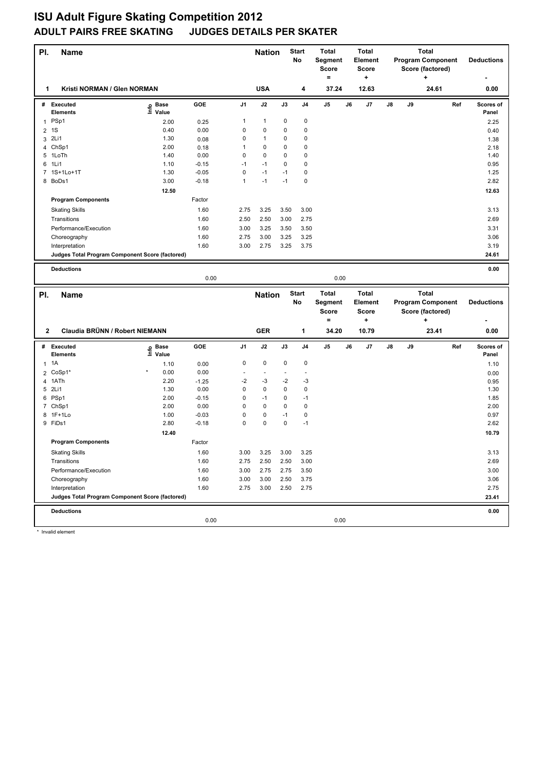# ISU Adult Figure Skating Competition 2012

## ADULT PAIRS FREE SKATING JUDGES DETAILS PER SKATER

| Pl. | Name | Nation | Start No | Total Segment Score = | Total Element Score + | Total Program Component Score (factored) + | Deductions - |
|---|---|---|---|---|---|---|---|
| 1 | Kristi NORMAN / Glen NORMAN | USA | 4 | 37.24 | 12.63 | 24.61 | 0.00 |

| # | Executed Elements | Info | Base Value | GOE | J1 | J2 | J3 | J4 | J5 | J6 | J7 | J8 | J9 | Ref | Scores of Panel |
|---|---|---|---|---|---|---|---|---|---|---|---|---|---|---|---|
| 1 | PSp1 | | 2.00 | 0.25 | 1 | 1 | 0 | 0 | | | | | | | 2.25 |
| 2 | 1S | | 0.40 | 0.00 | 0 | 0 | 0 | 0 | | | | | | | 0.40 |
| 3 | 2Li1 | | 1.30 | 0.08 | 0 | 1 | 0 | 0 | | | | | | | 1.38 |
| 4 | ChSp1 | | 2.00 | 0.18 | 1 | 0 | 0 | 0 | | | | | | | 2.18 |
| 5 | 1LoTh | | 1.40 | 0.00 | 0 | 0 | 0 | 0 | | | | | | | 1.40 |
| 6 | 1Li1 | | 1.10 | -0.15 | -1 | -1 | 0 | 0 | | | | | | | 0.95 |
| 7 | 1S+1Lo+1T | | 1.30 | -0.05 | 0 | -1 | -1 | 0 | | | | | | | 1.25 |
| 8 | BoDs1 | | 3.00 | -0.18 | 1 | -1 | -1 | 0 | | | | | | | 2.82 |
| | | | 12.50 | | | | | | | | | | | | 12.63 |

| Program Components | Factor | J1 | J2 | J3 | J4 | J5 | J6 | J7 | J8 | J9 | Ref | Scores of Panel |
|---|---|---|---|---|---|---|---|---|---|---|---|---|
| Skating Skills | 1.60 | 2.75 | 3.25 | 3.50 | 3.00 | | | | | | | 3.13 |
| Transitions | 1.60 | 2.50 | 2.50 | 3.00 | 2.75 | | | | | | | 2.69 |
| Performance/Execution | 1.60 | 3.00 | 3.25 | 3.50 | 3.50 | | | | | | | 3.31 |
| Choreography | 1.60 | 2.75 | 3.00 | 3.25 | 3.25 | | | | | | | 3.06 |
| Interpretation | 1.60 | 3.00 | 2.75 | 3.25 | 3.75 | | | | | | | 3.19 |
| Judges Total Program Component Score (factored) | | | | | | | | | | | | 24.61 |

| Deductions | | | |
|---|---|---|---|
| | 0.00 | 0.00 | 0.00 |

| Pl. | Name | Nation | Start No | Total Segment Score = | Total Element Score + | Total Program Component Score (factored) + | Deductions - |
|---|---|---|---|---|---|---|---|
| 2 | Claudia BRÜNN / Robert NIEMANN | GER | 1 | 34.20 | 10.79 | 23.41 | 0.00 |

| # | Executed Elements | Info | Base Value | GOE | J1 | J2 | J3 | J4 | J5 | J6 | J7 | J8 | J9 | Ref | Scores of Panel |
|---|---|---|---|---|---|---|---|---|---|---|---|---|---|---|---|
| 1 | 1A | | 1.10 | 0.00 | 0 | 0 | 0 | 0 | | | | | | | 1.10 |
| 2 | CoSp1* | * | 0.00 | 0.00 | - | - | - | - | | | | | | | 0.00 |
| 4 | 1ATh | | 2.20 | -1.25 | -2 | -3 | -2 | -3 | | | | | | | 0.95 |
| 5 | 2Li1 | | 1.30 | 0.00 | 0 | 0 | 0 | 0 | | | | | | | 1.30 |
| 6 | PSp1 | | 2.00 | -0.15 | 0 | -1 | 0 | -1 | | | | | | | 1.85 |
| 7 | ChSp1 | | 2.00 | 0.00 | 0 | 0 | 0 | 0 | | | | | | | 2.00 |
| 8 | 1F+1Lo | | 1.00 | -0.03 | 0 | 0 | -1 | 0 | | | | | | | 0.97 |
| 9 | FiDs1 | | 2.80 | -0.18 | 0 | 0 | 0 | -1 | | | | | | | 2.62 |
| | | | 12.40 | | | | | | | | | | | | 10.79 |

| Program Components | Factor | J1 | J2 | J3 | J4 | J5 | J6 | J7 | J8 | J9 | Ref | Scores of Panel |
|---|---|---|---|---|---|---|---|---|---|---|---|---|
| Skating Skills | 1.60 | 3.00 | 3.25 | 3.00 | 3.25 | | | | | | | 3.13 |
| Transitions | 1.60 | 2.75 | 2.50 | 2.50 | 3.00 | | | | | | | 2.69 |
| Performance/Execution | 1.60 | 3.00 | 2.75 | 2.75 | 3.50 | | | | | | | 3.00 |
| Choreography | 1.60 | 3.00 | 3.00 | 2.50 | 3.75 | | | | | | | 3.06 |
| Interpretation | 1.60 | 2.75 | 3.00 | 2.50 | 2.75 | | | | | | | 2.75 |
| Judges Total Program Component Score (factored) | | | | | | | | | | | | 23.41 |

| Deductions | | | |
|---|---|---|---|
| | 0.00 | 0.00 | 0.00 |

\* Invalid element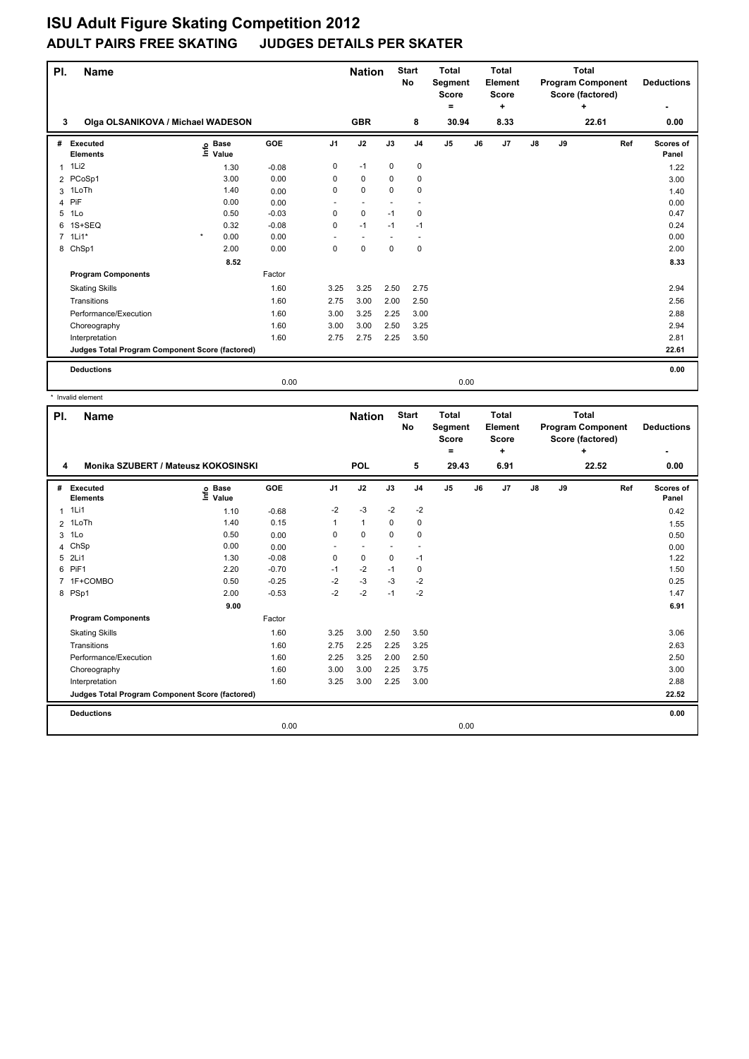# ISU Adult Figure Skating Competition 2012

## ADULT PAIRS FREE SKATING JUDGES DETAILS PER SKATER

| Pl. | Name | Nation | Start No | Total Segment Score = | Total Element Score + | Total Program Component Score (factored) + | Deductions - |
|---|---|---|---|---|---|---|---|
| 3 | Olga OLSANIKOVA / Michael WADESON | GBR | 8 | 30.94 | 8.33 | 22.61 | 0.00 |

| # | Executed Elements | Info | Base Value | GOE | J1 | J2 | J3 | J4 | J5 | J6 | J7 | J8 | J9 | Ref | Scores of Panel |
|---|---|---|---|---|---|---|---|---|---|---|---|---|---|---|---|
| 1 | 1Li2 | | 1.30 | -0.08 | 0 | -1 | 0 | 0 | | | | | | | 1.22 |
| 2 | PCoSp1 | | 3.00 | 0.00 | 0 | 0 | 0 | 0 | | | | | | | 3.00 |
| 3 | 1LoTh | | 1.40 | 0.00 | 0 | 0 | 0 | 0 | | | | | | | 1.40 |
| 4 | PiF | | 0.00 | 0.00 | - | - | - | - | | | | | | | 0.00 |
| 5 | 1Lo | | 0.50 | -0.03 | 0 | 0 | -1 | 0 | | | | | | | 0.47 |
| 6 | 1S+SEQ | | 0.32 | -0.08 | 0 | -1 | -1 | -1 | | | | | | | 0.24 |
| 7 | 1Li1* | * | 0.00 | 0.00 | - | - | - | - | | | | | | | 0.00 |
| 8 | ChSp1 | | 2.00 | 0.00 | 0 | 0 | 0 | 0 | | | | | | | 2.00 |
| | | | 8.52 | | | | | | | | | | | | 8.33 |
| | **Program Components** | | | Factor | | | | | | | | | | | |
| | Skating Skills | | | 1.60 | 3.25 | 3.25 | 2.50 | 2.75 | | | | | | | 2.94 |
| | Transitions | | | 1.60 | 2.75 | 3.00 | 2.00 | 2.50 | | | | | | | 2.56 |
| | Performance/Execution | | | 1.60 | 3.00 | 3.25 | 2.25 | 3.00 | | | | | | | 2.88 |
| | Choreography | | | 1.60 | 3.00 | 3.00 | 2.50 | 3.25 | | | | | | | 2.94 |
| | Interpretation | | | 1.60 | 2.75 | 2.75 | 2.25 | 3.50 | | | | | | | 2.81 |
| | **Judges Total Program Component Score (factored)** | | | | | | | | | | | | | | 22.61 |
| | **Deductions** | | | | | | | | | | | | | | 0.00 |
| | | | | 0.00 | | | | | 0.00 | | | | | | |

\* Invalid element

| Pl. | Name | Nation | Start No | Total Segment Score = | Total Element Score + | Total Program Component Score (factored) + | Deductions - |
|---|---|---|---|---|---|---|---|
| 4 | Monika SZUBERT / Mateusz KOKOSINSKI | POL | 5 | 29.43 | 6.91 | 22.52 | 0.00 |

| # | Executed Elements | Info | Base Value | GOE | J1 | J2 | J3 | J4 | J5 | J6 | J7 | J8 | J9 | Ref | Scores of Panel |
|---|---|---|---|---|---|---|---|---|---|---|---|---|---|---|---|
| 1 | 1Li1 | | 1.10 | -0.68 | -2 | -3 | -2 | -2 | | | | | | | 0.42 |
| 2 | 1LoTh | | 1.40 | 0.15 | 1 | 1 | 0 | 0 | | | | | | | 1.55 |
| 3 | 1Lo | | 0.50 | 0.00 | 0 | 0 | 0 | 0 | | | | | | | 0.50 |
| 4 | ChSp | | 0.00 | 0.00 | - | - | - | - | | | | | | | 0.00 |
| 5 | 2Li1 | | 1.30 | -0.08 | 0 | 0 | 0 | -1 | | | | | | | 1.22 |
| 6 | PiF1 | | 2.20 | -0.70 | -1 | -2 | -1 | 0 | | | | | | | 1.50 |
| 7 | 1F+COMBO | | 0.50 | -0.25 | -2 | -3 | -3 | -2 | | | | | | | 0.25 |
| 8 | PSp1 | | 2.00 | -0.53 | -2 | -2 | -1 | -2 | | | | | | | 1.47 |
| | | | 9.00 | | | | | | | | | | | | 6.91 |
| | **Program Components** | | | Factor | | | | | | | | | | | |
| | Skating Skills | | | 1.60 | 3.25 | 3.00 | 2.50 | 3.50 | | | | | | | 3.06 |
| | Transitions | | | 1.60 | 2.75 | 2.25 | 2.25 | 3.25 | | | | | | | 2.63 |
| | Performance/Execution | | | 1.60 | 2.25 | 3.25 | 2.00 | 2.50 | | | | | | | 2.50 |
| | Choreography | | | 1.60 | 3.00 | 3.00 | 2.25 | 3.75 | | | | | | | 3.00 |
| | Interpretation | | | 1.60 | 3.25 | 3.00 | 2.25 | 3.00 | | | | | | | 2.88 |
| | **Judges Total Program Component Score (factored)** | | | | | | | | | | | | | | 22.52 |
| | **Deductions** | | | | | | | | | | | | | | 0.00 |
| | | | | 0.00 | | | | | 0.00 | | | | | | |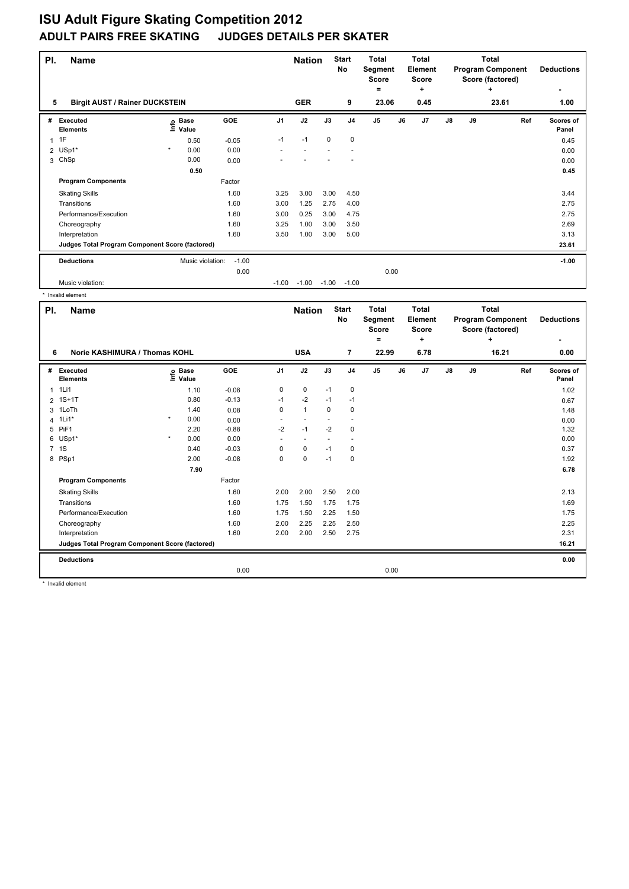# ISU Adult Figure Skating Competition 2012

## ADULT PAIRS FREE SKATING JUDGES DETAILS PER SKATER

| Pl. | Name | Nation | Start No | Total Segment Score = | Total Element Score + | Total Program Component Score (factored) + | Deductions - |
|---|---|---|---|---|---|---|---|
| 5 | Birgit AUST / Rainer DUCKSTEIN | GER | 9 | 23.06 | 0.45 | 23.61 | 1.00 |

| # | Executed Elements | Info | Base Value | GOE | J1 | J2 | J3 | J4 | J5 | J6 | J7 | J8 | J9 | Ref | Scores of Panel |
|---|---|---|---|---|---|---|---|---|---|---|---|---|---|---|---|
| 1 | 1F | | 0.50 | -0.05 | -1 | -1 | 0 | 0 | | | | | | | 0.45 |
| 2 | USp1* | * | 0.00 | 0.00 | - | - | - | - | | | | | | | 0.00 |
| 3 | ChSp | | 0.00 | 0.00 | - | - | - | - | | | | | | | 0.00 |
| | | | 0.50 | | | | | | | | | | | | 0.45 |
| | **Program Components** | | | Factor | | | | | | | | | | | |
| | Skating Skills | | | 1.60 | 3.25 | 3.00 | 3.00 | 4.50 | | | | | | | 3.44 |
| | Transitions | | | 1.60 | 3.00 | 1.25 | 2.75 | 4.00 | | | | | | | 2.75 |
| | Performance/Execution | | | 1.60 | 3.00 | 0.25 | 3.00 | 4.75 | | | | | | | 2.75 |
| | Choreography | | | 1.60 | 3.25 | 1.00 | 3.00 | 3.50 | | | | | | | 2.69 |
| | Interpretation | | | 1.60 | 3.50 | 1.00 | 3.00 | 5.00 | | | | | | | 3.13 |
| | **Judges Total Program Component Score (factored)** | | | | | | | | | | | | | | 23.61 |
| | **Deductions** | | Music violation: | -1.00 | | | | | | | | | | | -1.00 |
| | | | | 0.00 | | | | | 0.00 | | | | | | |
| | Music violation: | | | | -1.00 | -1.00 | -1.00 | -1.00 | | | | | | | |

\* Invalid element

| Pl. | Name | Nation | Start No | Total Segment Score = | Total Element Score + | Total Program Component Score (factored) + | Deductions - |
|---|---|---|---|---|---|---|---|
| 6 | Norie KASHIMURA / Thomas KOHL | USA | 7 | 22.99 | 6.78 | 16.21 | 0.00 |

| # | Executed Elements | Info | Base Value | GOE | J1 | J2 | J3 | J4 | J5 | J6 | J7 | J8 | J9 | Ref | Scores of Panel |
|---|---|---|---|---|---|---|---|---|---|---|---|---|---|---|---|
| 1 | 1Li1 | | 1.10 | -0.08 | 0 | 0 | -1 | 0 | | | | | | | 1.02 |
| 2 | 1S+1T | | 0.80 | -0.13 | -1 | -2 | -1 | -1 | | | | | | | 0.67 |
| 3 | 1LoTh | | 1.40 | 0.08 | 0 | 1 | 0 | 0 | | | | | | | 1.48 |
| 4 | 1Li1* | * | 0.00 | 0.00 | - | - | - | - | | | | | | | 0.00 |
| 5 | PiF1 | | 2.20 | -0.88 | -2 | -1 | -2 | 0 | | | | | | | 1.32 |
| 6 | USp1* | * | 0.00 | 0.00 | - | - | - | - | | | | | | | 0.00 |
| 7 | 1S | | 0.40 | -0.03 | 0 | 0 | -1 | 0 | | | | | | | 0.37 |
| 8 | PSp1 | | 2.00 | -0.08 | 0 | 0 | -1 | 0 | | | | | | | 1.92 |
| | | | 7.90 | | | | | | | | | | | | 6.78 |
| | **Program Components** | | | Factor | | | | | | | | | | | |
| | Skating Skills | | | 1.60 | 2.00 | 2.00 | 2.50 | 2.00 | | | | | | | 2.13 |
| | Transitions | | | 1.60 | 1.75 | 1.50 | 1.75 | 1.75 | | | | | | | 1.69 |
| | Performance/Execution | | | 1.60 | 1.75 | 1.50 | 2.25 | 1.50 | | | | | | | 1.75 |
| | Choreography | | | 1.60 | 2.00 | 2.25 | 2.25 | 2.50 | | | | | | | 2.25 |
| | Interpretation | | | 1.60 | 2.00 | 2.00 | 2.50 | 2.75 | | | | | | | 2.31 |
| | **Judges Total Program Component Score (factored)** | | | | | | | | | | | | | | 16.21 |
| | **Deductions** | | | | | | | | | | | | | | 0.00 |
| | | | | 0.00 | | | | | 0.00 | | | | | | |

\* Invalid element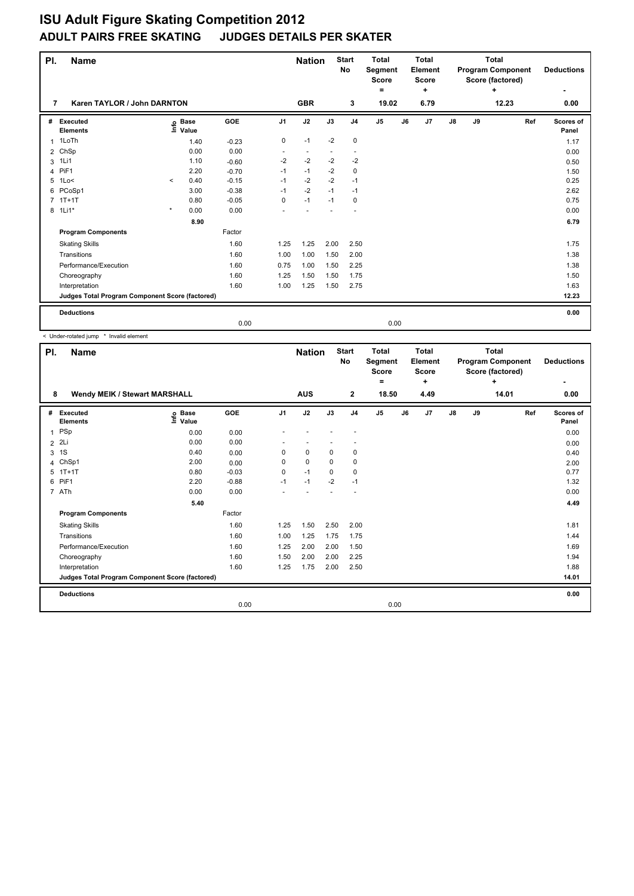# ISU Adult Figure Skating Competition 2012

## ADULT PAIRS FREE SKATING JUDGES DETAILS PER SKATER

| Pl. | Name | Nation | Start No | Total Segment Score = | Total Element Score + | Total Program Component Score (factored) + | Deductions - |
|---|---|---|---|---|---|---|---|
| 7 | Karen TAYLOR / John DARNTON | GBR | 3 | 19.02 | 6.79 | 12.23 | 0.00 |

| # | Executed Elements | Info | Base Value | GOE | J1 | J2 | J3 | J4 | J5 | J6 | J7 | J8 | J9 | Ref | Scores of Panel |
|---|---|---|---|---|---|---|---|---|---|---|---|---|---|---|---|
| 1 | 1LoTh | | 1.40 | -0.23 | 0 | -1 | -2 | 0 | | | | | | | 1.17 |
| 2 | ChSp | | 0.00 | 0.00 | - | - | - | - | | | | | | | 0.00 |
| 3 | 1Li1 | | 1.10 | -0.60 | -2 | -2 | -2 | -2 | | | | | | | 0.50 |
| 4 | PiF1 | | 2.20 | -0.70 | -1 | -1 | -2 | 0 | | | | | | | 1.50 |
| 5 | 1Lo< | < | 0.40 | -0.15 | -1 | -2 | -2 | -1 | | | | | | | 0.25 |
| 6 | PCoSp1 | | 3.00 | -0.38 | -1 | -2 | -1 | -1 | | | | | | | 2.62 |
| 7 | 1T+1T | | 0.80 | -0.05 | 0 | -1 | -1 | 0 | | | | | | | 0.75 |
| 8 | 1Li1* | * | 0.00 | 0.00 | - | - | - | - | | | | | | | 0.00 |
| | | | 8.90 | | | | | | | | | | | | 6.79 |
| | **Program Components** | | | Factor | | | | | | | | | | | |
| | Skating Skills | | | 1.60 | 1.25 | 1.25 | 2.00 | 2.50 | | | | | | | 1.75 |
| | Transitions | | | 1.60 | 1.00 | 1.00 | 1.50 | 2.00 | | | | | | | 1.38 |
| | Performance/Execution | | | 1.60 | 0.75 | 1.00 | 1.50 | 2.25 | | | | | | | 1.38 |
| | Choreography | | | 1.60 | 1.25 | 1.50 | 1.50 | 1.75 | | | | | | | 1.50 |
| | Interpretation | | | 1.60 | 1.00 | 1.25 | 1.50 | 2.75 | | | | | | | 1.63 |
| | **Judges Total Program Component Score (factored)** | | | | | | | | | | | | | | 12.23 |
| | **Deductions** | | | | | | | | | | | | | | 0.00 |
| | | | | 0.00 | | | | | 0.00 | | | | | | |

< Under-rotated jump * Invalid element

| Pl. | Name | Nation | Start No | Total Segment Score = | Total Element Score + | Total Program Component Score (factored) + | Deductions - |
|---|---|---|---|---|---|---|---|
| 8 | Wendy MEIK / Stewart MARSHALL | AUS | 2 | 18.50 | 4.49 | 14.01 | 0.00 |

| # | Executed Elements | Info | Base Value | GOE | J1 | J2 | J3 | J4 | J5 | J6 | J7 | J8 | J9 | Ref | Scores of Panel |
|---|---|---|---|---|---|---|---|---|---|---|---|---|---|---|---|
| 1 | PSp | | 0.00 | 0.00 | - | - | - | - | | | | | | | 0.00 |
| 2 | 2Li | | 0.00 | 0.00 | - | - | - | - | | | | | | | 0.00 |
| 3 | 1S | | 0.40 | 0.00 | 0 | 0 | 0 | 0 | | | | | | | 0.40 |
| 4 | ChSp1 | | 2.00 | 0.00 | 0 | 0 | 0 | 0 | | | | | | | 2.00 |
| 5 | 1T+1T | | 0.80 | -0.03 | 0 | -1 | 0 | 0 | | | | | | | 0.77 |
| 6 | PiF1 | | 2.20 | -0.88 | -1 | -1 | -2 | -1 | | | | | | | 1.32 |
| 7 | ATh | | 0.00 | 0.00 | - | - | - | - | | | | | | | 0.00 |
| | | | 5.40 | | | | | | | | | | | | 4.49 |
| | **Program Components** | | | Factor | | | | | | | | | | | |
| | Skating Skills | | | 1.60 | 1.25 | 1.50 | 2.50 | 2.00 | | | | | | | 1.81 |
| | Transitions | | | 1.60 | 1.00 | 1.25 | 1.75 | 1.75 | | | | | | | 1.44 |
| | Performance/Execution | | | 1.60 | 1.25 | 2.00 | 2.00 | 1.50 | | | | | | | 1.69 |
| | Choreography | | | 1.60 | 1.50 | 2.00 | 2.00 | 2.25 | | | | | | | 1.94 |
| | Interpretation | | | 1.60 | 1.25 | 1.75 | 2.00 | 2.50 | | | | | | | 1.88 |
| | **Judges Total Program Component Score (factored)** | | | | | | | | | | | | | | 14.01 |
| | **Deductions** | | | | | | | | | | | | | | 0.00 |
| | | | | 0.00 | | | | | 0.00 | | | | | | |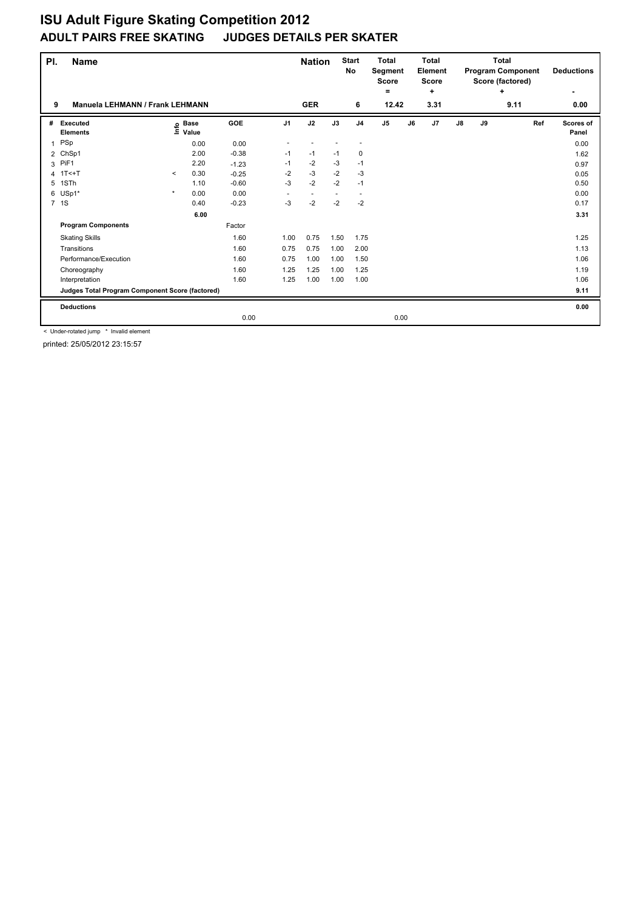# ISU Adult Figure Skating Competition 2012

## ADULT PAIRS FREE SKATING JUDGES DETAILS PER SKATER

| Pl. | Name | Nation | Start No | Total Segment Score = | Total Element Score + | Total Program Component Score (factored) + | Deductions - |
|---|---|---|---|---|---|---|---|
| 9 | Manuela LEHMANN / Frank LEHMANN | GER | 6 | 12.42 | 3.31 | 9.11 | 0.00 |

| # | Executed Elements | Info | Base Value | GOE | J1 | J2 | J3 | J4 | J5 | J6 | J7 | J8 | J9 | Ref | Scores of Panel |
|---|---|---|---|---|---|---|---|---|---|---|---|---|---|---|---|
| 1 | PSp | | 0.00 | 0.00 | - | - | - | - | | | | | | | 0.00 |
| 2 | ChSp1 | | 2.00 | -0.38 | -1 | -1 | -1 | 0 | | | | | | | 1.62 |
| 3 | PiF1 | | 2.20 | -1.23 | -1 | -2 | -3 | -1 | | | | | | | 0.97 |
| 4 | 1T<+T | < | 0.30 | -0.25 | -2 | -3 | -2 | -3 | | | | | | | 0.05 |
| 5 | 1STh | | 1.10 | -0.60 | -3 | -2 | -2 | -1 | | | | | | | 0.50 |
| 6 | USp1* | * | 0.00 | 0.00 | - | - | - | - | | | | | | | 0.00 |
| 7 | 1S | | 0.40 | -0.23 | -3 | -2 | -2 | -2 | | | | | | | 0.17 |
| | | | 6.00 | | | | | | | | | | | | 3.31 |
| | **Program Components** | | | Factor | | | | | | | | | | | |
| | Skating Skills | | | 1.60 | 1.00 | 0.75 | 1.50 | 1.75 | | | | | | | 1.25 |
| | Transitions | | | 1.60 | 0.75 | 0.75 | 1.00 | 2.00 | | | | | | | 1.13 |
| | Performance/Execution | | | 1.60 | 0.75 | 1.00 | 1.00 | 1.50 | | | | | | | 1.06 |
| | Choreography | | | 1.60 | 1.25 | 1.25 | 1.00 | 1.25 | | | | | | | 1.19 |
| | Interpretation | | | 1.60 | 1.25 | 1.00 | 1.00 | 1.00 | | | | | | | 1.06 |
| | **Judges Total Program Component Score (factored)** | | | | | | | | | | | | | | 9.11 |
| | **Deductions** | | | | | | | | | | | | | | 0.00 |
| | | | | 0.00 | | | | | 0.00 | | | | | | |

< Under-rotated jump * Invalid element

printed: 25/05/2012 23:15:57